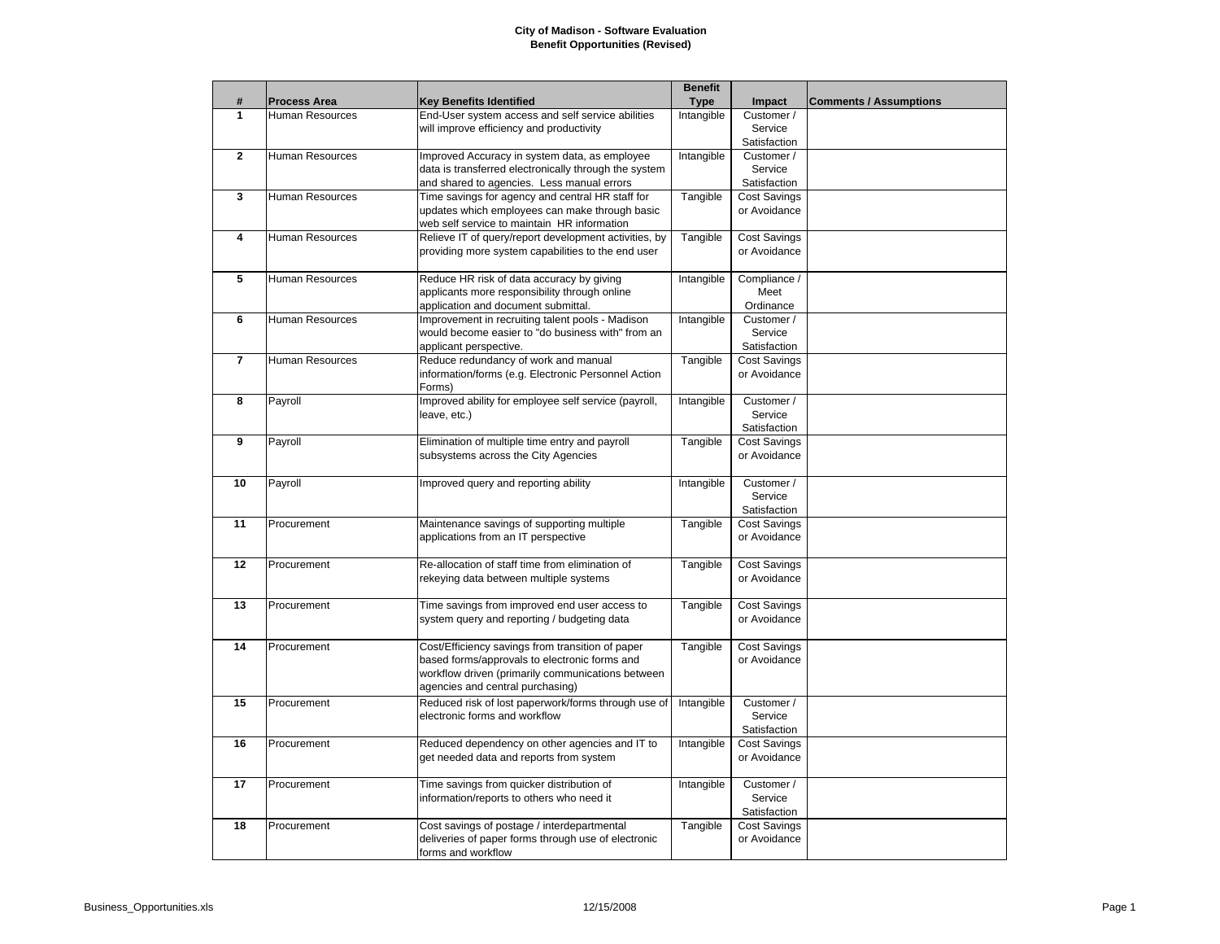**City of Madison - Software Evaluation**
**Benefit Opportunities (Revised)**

| # | Process Area | Key Benefits Identified | Benefit Type | Impact | Comments / Assumptions |
|---|---|---|---|---|---|
| 1 | Human Resources | End-User system access and self service abilities will improve efficiency and productivity | Intangible | Customer / Service Satisfaction | |
| 2 | Human Resources | Improved Accuracy in system data, as employee data is transferred electronically through the system and shared to agencies. Less manual errors | Intangible | Customer / Service Satisfaction | |
| 3 | Human Resources | Time savings for agency and central HR staff for updates which employees can make through basic web self service to maintain HR information | Tangible | Cost Savings or Avoidance | |
| 4 | Human Resources | Relieve IT of query/report development activities, by providing more system capabilities to the end user | Tangible | Cost Savings or Avoidance | |
| 5 | Human Resources | Reduce HR risk of data accuracy by giving applicants more responsibility through online application and document submittal. | Intangible | Compliance / Meet Ordinance | |
| 6 | Human Resources | Improvement in recruiting talent pools - Madison would become easier to "do business with" from an applicant perspective. | Intangible | Customer / Service Satisfaction | |
| 7 | Human Resources | Reduce redundancy of work and manual information/forms (e.g. Electronic Personnel Action Forms) | Tangible | Cost Savings or Avoidance | |
| 8 | Payroll | Improved ability for employee self service (payroll, leave, etc.) | Intangible | Customer / Service Satisfaction | |
| 9 | Payroll | Elimination of multiple time entry and payroll subsystems across the City Agencies | Tangible | Cost Savings or Avoidance | |
| 10 | Payroll | Improved query and reporting ability | Intangible | Customer / Service Satisfaction | |
| 11 | Procurement | Maintenance savings of supporting multiple applications from an IT perspective | Tangible | Cost Savings or Avoidance | |
| 12 | Procurement | Re-allocation of staff time from elimination of rekeying data between multiple systems | Tangible | Cost Savings or Avoidance | |
| 13 | Procurement | Time savings from improved end user access to system query and reporting / budgeting data | Tangible | Cost Savings or Avoidance | |
| 14 | Procurement | Cost/Efficiency savings from transition of paper based forms/approvals to electronic forms and workflow driven (primarily communications between agencies and central purchasing) | Tangible | Cost Savings or Avoidance | |
| 15 | Procurement | Reduced risk of lost paperwork/forms through use of electronic forms and workflow | Intangible | Customer / Service Satisfaction | |
| 16 | Procurement | Reduced dependency on other agencies and IT to get needed data and reports from system | Intangible | Cost Savings or Avoidance | |
| 17 | Procurement | Time savings from quicker distribution of information/reports to others who need it | Intangible | Customer / Service Satisfaction | |
| 18 | Procurement | Cost savings of postage / interdepartmental deliveries of paper forms through use of electronic forms and workflow | Tangible | Cost Savings or Avoidance | |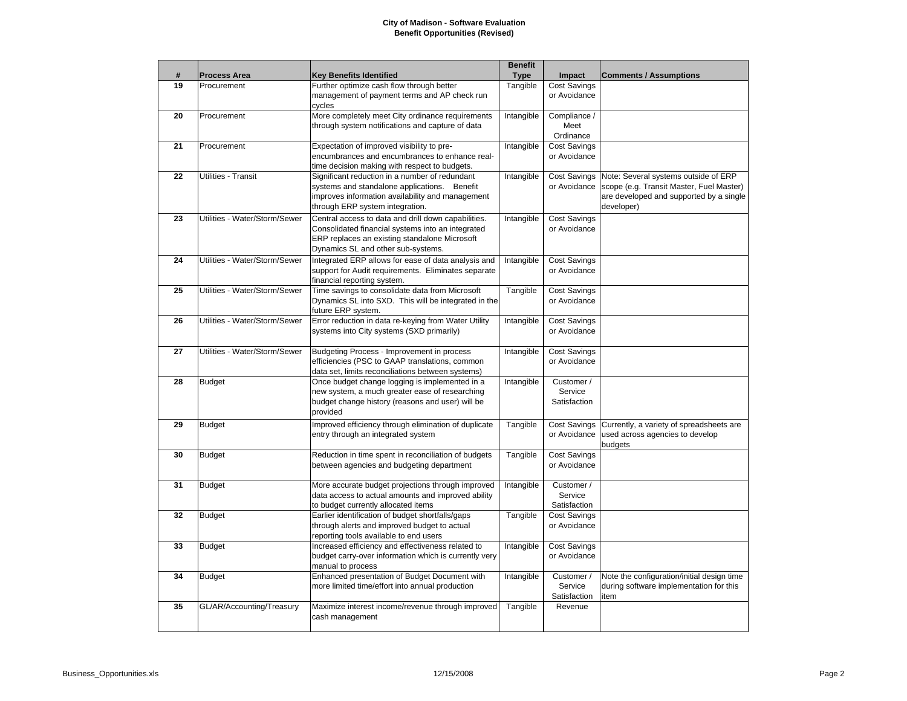**City of Madison - Software Evaluation**
**Benefit Opportunities (Revised)**

| # | Process Area | Key Benefits Identified | Benefit Type | Impact | Comments / Assumptions |
|---|---|---|---|---|---|
| 19 | Procurement | Further optimize cash flow through better management of payment terms and AP check run cycles | Tangible | Cost Savings or Avoidance | |
| 20 | Procurement | More completely meet City ordinance requirements through system notifications and capture of data | Intangible | Compliance / Meet Ordinance | |
| 21 | Procurement | Expectation of improved visibility to pre-encumbrances and encumbrances to enhance real-time decision making with respect to budgets. | Intangible | Cost Savings or Avoidance | |
| 22 | Utilities - Transit | Significant reduction in a number of redundant systems and standalone applications. Benefit improves information availability and management through ERP system integration. | Intangible | Cost Savings or Avoidance | Note: Several systems outside of ERP scope (e.g. Transit Master, Fuel Master) are developed and supported by a single developer) |
| 23 | Utilities - Water/Storm/Sewer | Central access to data and drill down capabilities. Consolidated financial systems into an integrated ERP replaces an existing standalone Microsoft Dynamics SL and other sub-systems. | Intangible | Cost Savings or Avoidance | |
| 24 | Utilities - Water/Storm/Sewer | Integrated ERP allows for ease of data analysis and support for Audit requirements. Eliminates separate financial reporting system. | Intangible | Cost Savings or Avoidance | |
| 25 | Utilities - Water/Storm/Sewer | Time savings to consolidate data from Microsoft Dynamics SL into SXD. This will be integrated in the future ERP system. | Tangible | Cost Savings or Avoidance | |
| 26 | Utilities - Water/Storm/Sewer | Error reduction in data re-keying from Water Utility systems into City systems (SXD primarily) | Intangible | Cost Savings or Avoidance | |
| 27 | Utilities - Water/Storm/Sewer | Budgeting Process - Improvement in process efficiencies (PSC to GAAP translations, common data set, limits reconciliations between systems) | Intangible | Cost Savings or Avoidance | |
| 28 | Budget | Once budget change logging is implemented in a new system, a much greater ease of researching budget change history (reasons and user) will be provided | Intangible | Customer / Service Satisfaction | |
| 29 | Budget | Improved efficiency through elimination of duplicate entry through an integrated system | Tangible | Cost Savings or Avoidance | Currently, a variety of spreadsheets are used across agencies to develop budgets |
| 30 | Budget | Reduction in time spent in reconciliation of budgets between agencies and budgeting department | Tangible | Cost Savings or Avoidance | |
| 31 | Budget | More accurate budget projections through improved data access to actual amounts and improved ability to budget currently allocated items | Intangible | Customer / Service Satisfaction | |
| 32 | Budget | Earlier identification of budget shortfalls/gaps through alerts and improved budget to actual reporting tools available to end users | Tangible | Cost Savings or Avoidance | |
| 33 | Budget | Increased efficiency and effectiveness related to budget carry-over information which is currently very manual to process | Intangible | Cost Savings or Avoidance | |
| 34 | Budget | Enhanced presentation of Budget Document with more limited time/effort into annual production | Intangible | Customer / Service Satisfaction | Note the configuration/initial design time during software implementation for this item |
| 35 | GL/AR/Accounting/Treasury | Maximize interest income/revenue through improved cash management | Tangible | Revenue | |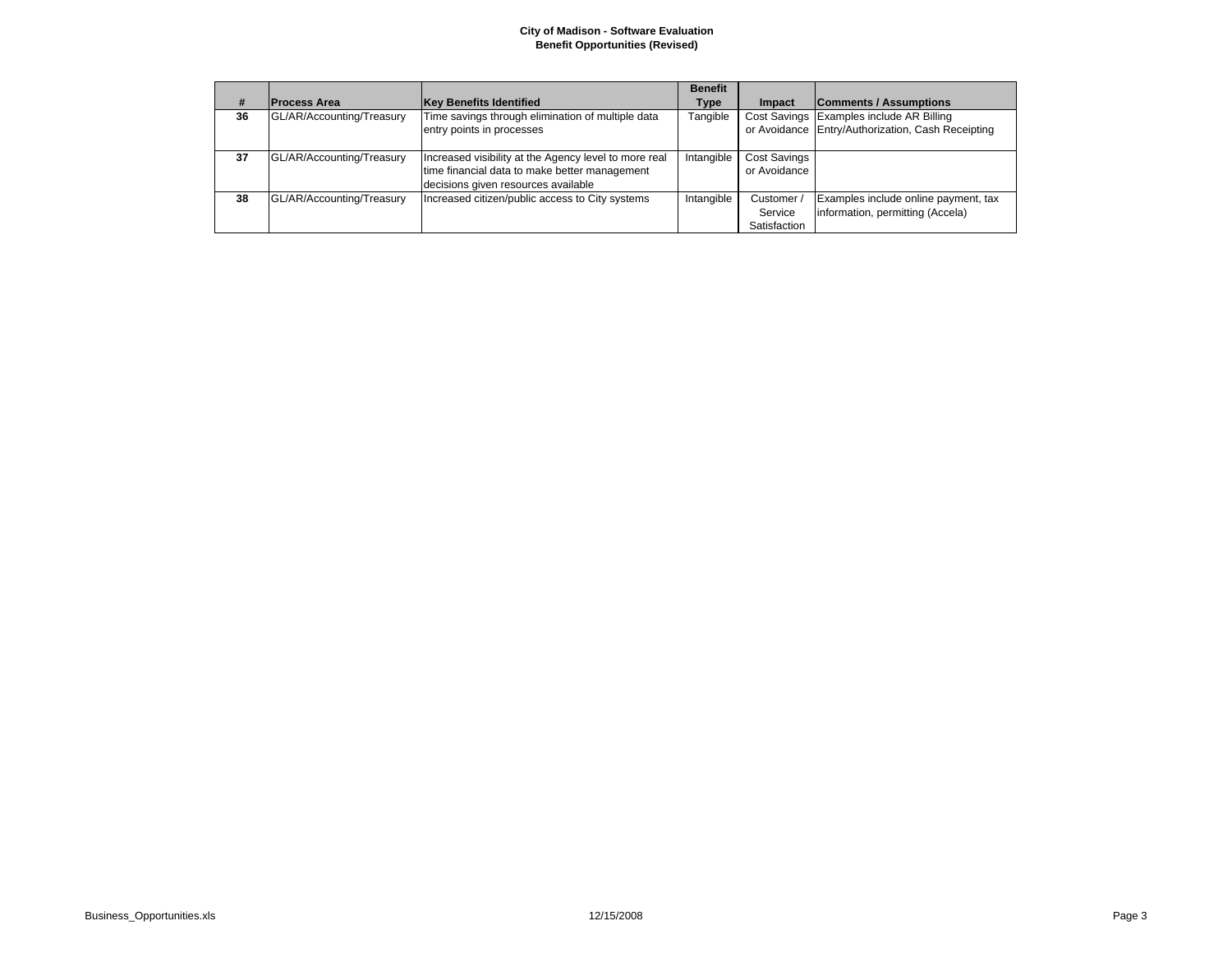**City of Madison - Software Evaluation**
**Benefit Opportunities (Revised)**

| # | Process Area | Key Benefits Identified | Benefit Type | Impact | Comments / Assumptions |
|---|---|---|---|---|---|
| **36** | GL/AR/Accounting/Treasury | Time savings through elimination of multiple data entry points in processes | Tangible | Cost Savings or Avoidance | Examples include AR Billing Entry/Authorization, Cash Receipting |
| **37** | GL/AR/Accounting/Treasury | Increased visibility at the Agency level to more real time financial data to make better management decisions given resources available | Intangible | Cost Savings or Avoidance | |
| **38** | GL/AR/Accounting/Treasury | Increased citizen/public access to City systems | Intangible | Customer / Service Satisfaction | Examples include online payment, tax information, permitting (Accela) |